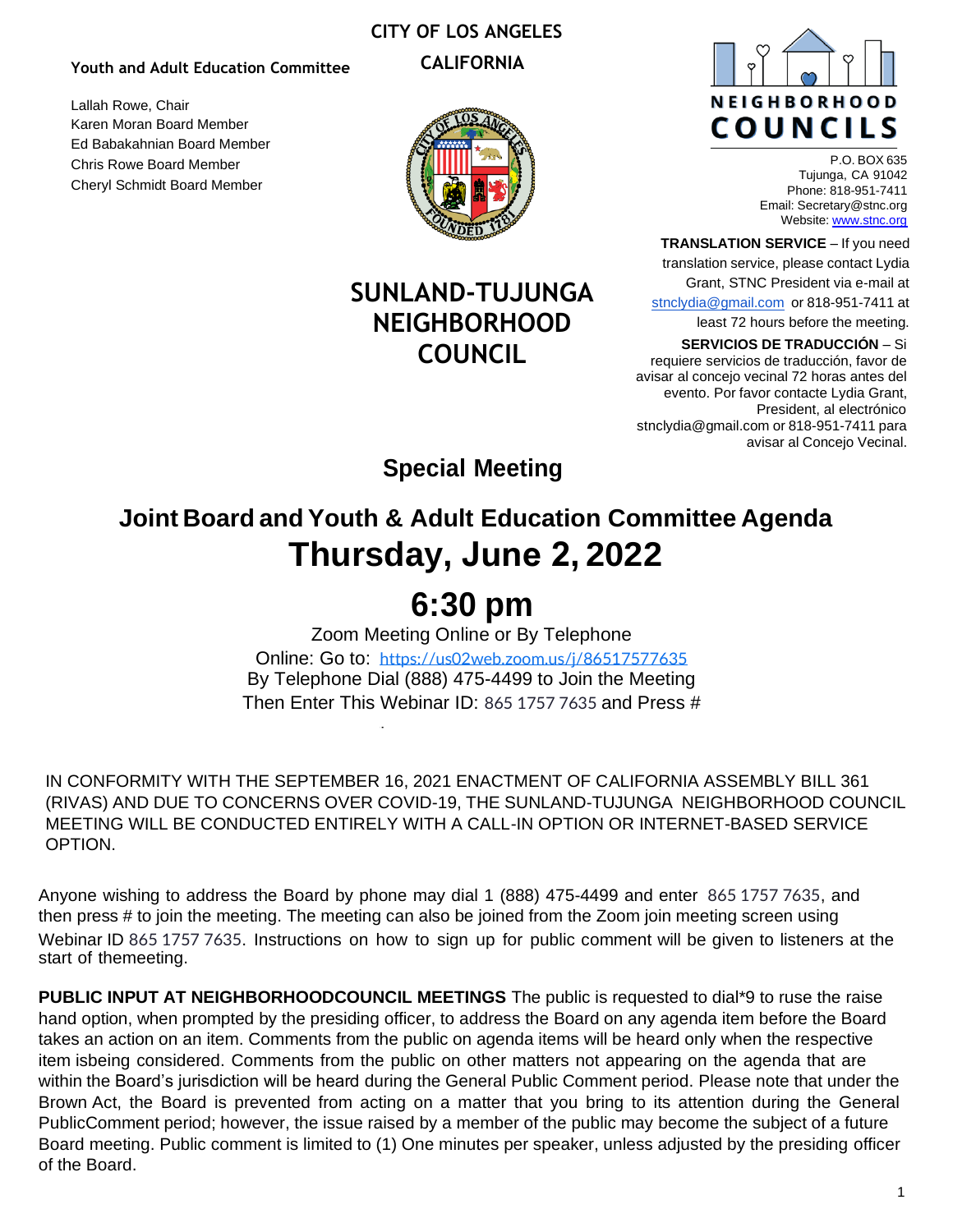**Youth and Adult Education Committee**

Lallah Rowe, Chair
Karen Moran Board Member
Ed Babakahnian Board Member
Chris Rowe Board Member
Cheryl Schmidt Board Member

**CITY OF LOS ANGELES**

**CALIFORNIA**

# SUNLAND-TUJUNGA NEIGHBORHOOD COUNCIL

NEIGHBORHOOD COUNCILS

P.O. BOX 635
Tujunga, CA 91042
Phone: 818-951-7411
Email: Secretary@stnc.org
Website: www.stnc.org

**TRANSLATION SERVICE** – If you need translation service, please contact Lydia Grant, STNC President via e-mail at stnclydia@gmail.com or 818-951-7411 at least 72 hours before the meeting.

**SERVICIOS DE TRADUCCIÓN** – Si requiere servicios de traducción, favor de avisar al concejo vecinal 72 horas antes del evento. Por favor contacte Lydia Grant, President, al electrónico stnclydia@gmail.com or 818-951-7411 para avisar al Concejo Vecinal.

## Special Meeting

## Joint Board and Youth & Adult Education Committee Agenda

# Thursday, June 2, 2022

# 6:30 pm

Zoom Meeting Online or By Telephone
Online: Go to: https://us02web.zoom.us/j/86517577635
By Telephone Dial (888) 475-4499 to Join the Meeting
Then Enter This Webinar ID: 865 1757 7635 and Press #

IN CONFORMITY WITH THE SEPTEMBER 16, 2021 ENACTMENT OF CALIFORNIA ASSEMBLY BILL 361 (RIVAS) AND DUE TO CONCERNS OVER COVID-19, THE SUNLAND-TUJUNGA NEIGHBORHOOD COUNCIL MEETING WILL BE CONDUCTED ENTIRELY WITH A CALL-IN OPTION OR INTERNET-BASED SERVICE OPTION.

Anyone wishing to address the Board by phone may dial 1 (888) 475-4499 and enter 865 1757 7635, and then press # to join the meeting. The meeting can also be joined from the Zoom join meeting screen using Webinar ID 865 1757 7635. Instructions on how to sign up for public comment will be given to listeners at the start of themeeting.

**PUBLIC INPUT AT NEIGHBORHOODCOUNCIL MEETINGS** The public is requested to dial*9 to ruse the raise hand option, when prompted by the presiding officer, to address the Board on any agenda item before the Board takes an action on an item. Comments from the public on agenda items will be heard only when the respective item isbeing considered. Comments from the public on other matters not appearing on the agenda that are within the Board's jurisdiction will be heard during the General Public Comment period. Please note that under the Brown Act, the Board is prevented from acting on a matter that you bring to its attention during the General PublicComment period; however, the issue raised by a member of the public may become the subject of a future Board meeting. Public comment is limited to (1) One minutes per speaker, unless adjusted by the presiding officer of the Board.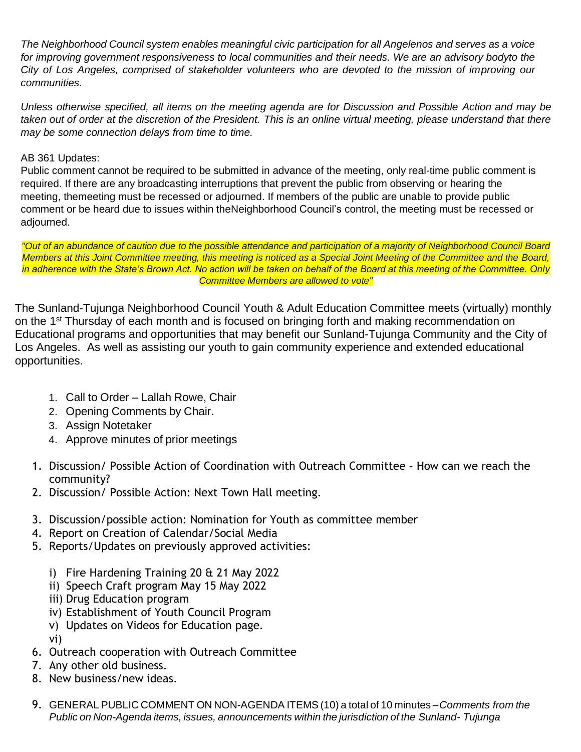*The Neighborhood Council system enables meaningful civic participation for all Angelenos and serves as a voice for improving government responsiveness to local communities and their needs. We are an advisory bodyto the City of Los Angeles, comprised of stakeholder volunteers who are devoted to the mission of improving our communities.*

*Unless otherwise specified, all items on the meeting agenda are for Discussion and Possible Action and may be taken out of order at the discretion of the President. This is an online virtual meeting, please understand that there may be some connection delays from time to time.*

AB 361 Updates:
Public comment cannot be required to be submitted in advance of the meeting, only real-time public comment is required. If there are any broadcasting interruptions that prevent the public from observing or hearing the meeting, themeeting must be recessed or adjourned. If members of the public are unable to provide public comment or be heard due to issues within theNeighborhood Council's control, the meeting must be recessed or adjourned.

*"Out of an abundance of caution due to the possible attendance and participation of a majority of Neighborhood Council Board Members at this Joint Committee meeting, this meeting is noticed as a Special Joint Meeting of the Committee and the Board, in adherence with the State's Brown Act. No action will be taken on behalf of the Board at this meeting of the Committee. Only Committee Members are allowed to vote"*

The Sunland-Tujunga Neighborhood Council Youth & Adult Education Committee meets (virtually) monthly on the 1st Thursday of each month and is focused on bringing forth and making recommendation on Educational programs and opportunities that may benefit our Sunland-Tujunga Community and the City of Los Angeles. As well as assisting our youth to gain community experience and extended educational opportunities.

1. Call to Order – Lallah Rowe, Chair
2. Opening Comments by Chair.
3. Assign Notetaker
4. Approve minutes of prior meetings

1. Discussion/ Possible Action of Coordination with Outreach Committee – How can we reach the community?
2. Discussion/ Possible Action: Next Town Hall meeting.
3. Discussion/possible action: Nomination for Youth as committee member
4. Report on Creation of Calendar/Social Media
5. Reports/Updates on previously approved activities:
   i) Fire Hardening Training 20 & 21 May 2022
   ii) Speech Craft program May 15 May 2022
   iii) Drug Education program
   iv) Establishment of Youth Council Program
   v) Updates on Videos for Education page.
   vi)
6. Outreach cooperation with Outreach Committee
7. Any other old business.
8. New business/new ideas.
9. GENERAL PUBLIC COMMENT ON NON-AGENDA ITEMS (10) a total of 10 minutes – *Comments from the Public on Non-Agenda items, issues, announcements within the jurisdiction of the Sunland- Tujunga*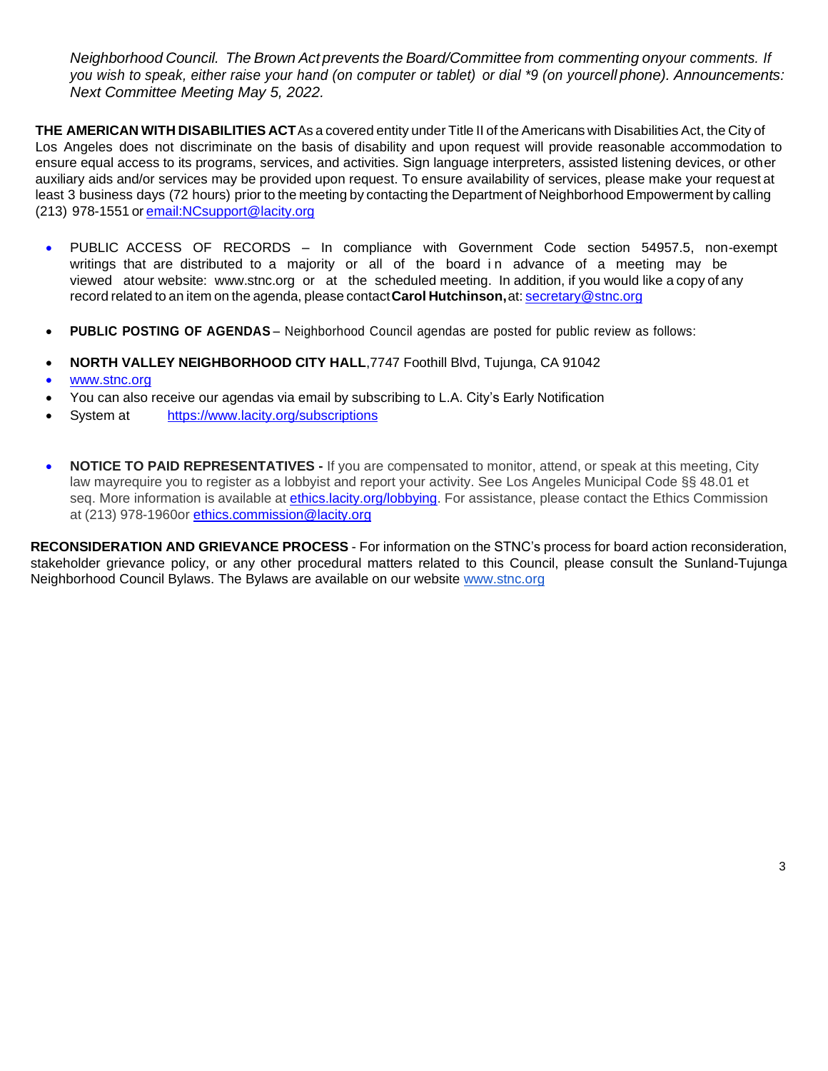*Neighborhood Council. The Brown Act prevents the Board/Committee from commenting onyour comments. If you wish to speak, either raise your hand (on computer or tablet) or dial *9 (on yourcell phone). Announcements: Next Committee Meeting May 5, 2022.*

**THE AMERICAN WITH DISABILITIES ACT** As a covered entity under Title II of the Americans with Disabilities Act, the City of Los Angeles does not discriminate on the basis of disability and upon request will provide reasonable accommodation to ensure equal access to its programs, services, and activities. Sign language interpreters, assisted listening devices, or other auxiliary aids and/or services may be provided upon request. To ensure availability of services, please make your request at least 3 business days (72 hours) prior to the meeting by contacting the Department of Neighborhood Empowerment by calling (213) 978-1551 or email:NCsupport@lacity.org

- PUBLIC ACCESS OF RECORDS – In compliance with Government Code section 54957.5, non-exempt writings that are distributed to a majority or all of the board in advance of a meeting may be viewed atour website: www.stnc.org or at the scheduled meeting. In addition, if you would like a copy of any record related to an item on the agenda, please contact **Carol Hutchinson,** at: secretary@stnc.org

- **PUBLIC POSTING OF AGENDAS** – Neighborhood Council agendas are posted for public review as follows:

- **NORTH VALLEY NEIGHBORHOOD CITY HALL**,7747 Foothill Blvd, Tujunga, CA 91042
- www.stnc.org
- You can also receive our agendas via email by subscribing to L.A. City's Early Notification
- System at https://www.lacity.org/subscriptions

- **NOTICE TO PAID REPRESENTATIVES -** If you are compensated to monitor, attend, or speak at this meeting, City law mayrequire you to register as a lobbyist and report your activity. See Los Angeles Municipal Code §§ 48.01 et seq. More information is available at ethics.lacity.org/lobbying. For assistance, please contact the Ethics Commission at (213) 978-1960or ethics.commission@lacity.org

**RECONSIDERATION AND GRIEVANCE PROCESS** - For information on the STNC's process for board action reconsideration, stakeholder grievance policy, or any other procedural matters related to this Council, please consult the Sunland-Tujunga Neighborhood Council Bylaws. The Bylaws are available on our website www.stnc.org